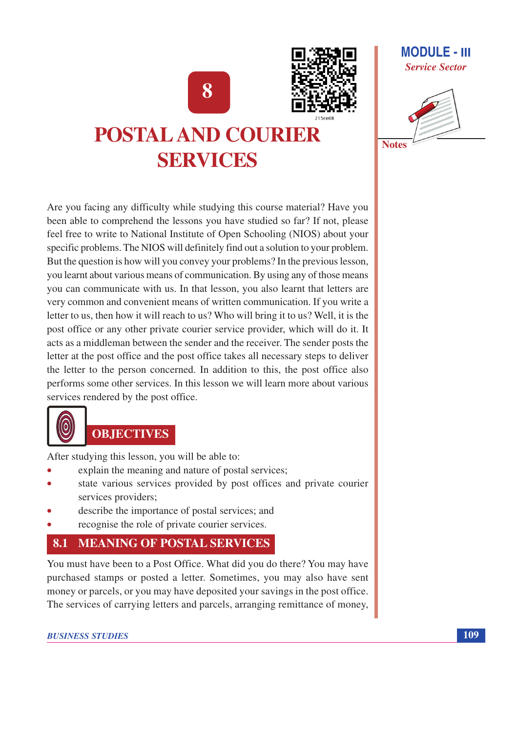# 8

# POSTAL AND COURIER SERVICES

Are you facing any difficulty while studying this course material? Have you been able to comprehend the lessons you have studied so far? If not, please feel free to write to National Institute of Open Schooling (NIOS) about your specific problems. The NIOS will definitely find out a solution to your problem. But the question is how will you convey your problems? In the previous lesson, you learnt about various means of communication. By using any of those means you can communicate with us. In that lesson, you also learnt that letters are very common and convenient means of written communication. If you write a letter to us, then how it will reach to us? Who will bring it to us? Well, it is the post office or any other private courier service provider, which will do it. It acts as a middleman between the sender and the receiver. The sender posts the letter at the post office and the post office takes all necessary steps to deliver the letter to the person concerned. In addition to this, the post office also performs some other services. In this lesson we will learn more about various services rendered by the post office.

## OBJECTIVES

After studying this lesson, you will be able to:

- explain the meaning and nature of postal services;
- state various services provided by post offices and private courier services providers;
- describe the importance of postal services; and
- recognise the role of private courier services.

## 8.1 MEANING OF POSTAL SERVICES

You must have been to a Post Office. What did you do there? You may have purchased stamps or posted a letter. Sometimes, you may also have sent money or parcels, or you may have deposited your savings in the post office. The services of carrying letters and parcels, arranging remittance of money,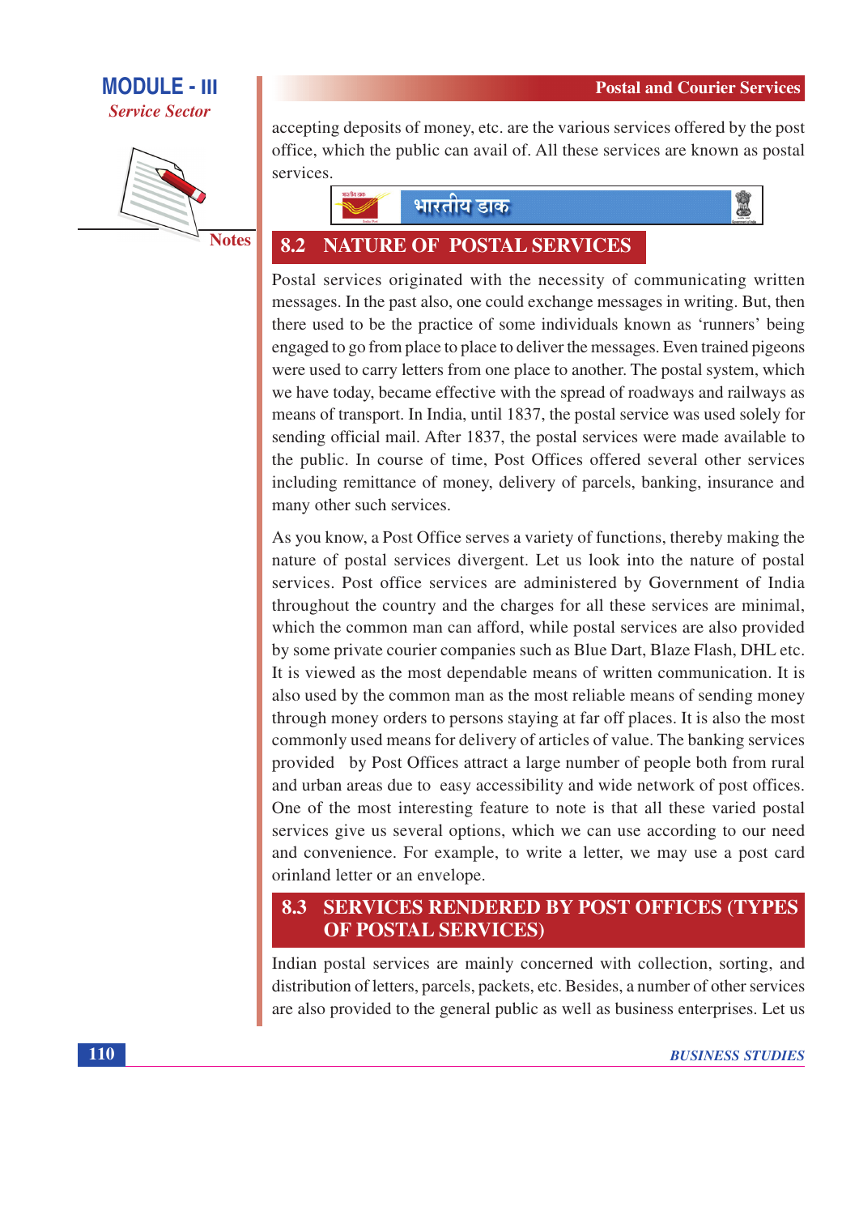accepting deposits of money, etc. are the various services offered by the post office, which the public can avail of. All these services are known as postal services.

## 8.2 NATURE OF POSTAL SERVICES

Postal services originated with the necessity of communicating written messages. In the past also, one could exchange messages in writing. But, then there used to be the practice of some individuals known as 'runners' being engaged to go from place to place to deliver the messages. Even trained pigeons were used to carry letters from one place to another. The postal system, which we have today, became effective with the spread of roadways and railways as means of transport. In India, until 1837, the postal service was used solely for sending official mail. After 1837, the postal services were made available to the public. In course of time, Post Offices offered several other services including remittance of money, delivery of parcels, banking, insurance and many other such services.

As you know, a Post Office serves a variety of functions, thereby making the nature of postal services divergent. Let us look into the nature of postal services. Post office services are administered by Government of India throughout the country and the charges for all these services are minimal, which the common man can afford, while postal services are also provided by some private courier companies such as Blue Dart, Blaze Flash, DHL etc. It is viewed as the most dependable means of written communication. It is also used by the common man as the most reliable means of sending money through money orders to persons staying at far off places. It is also the most commonly used means for delivery of articles of value. The banking services provided by Post Offices attract a large number of people both from rural and urban areas due to easy accessibility and wide network of post offices. One of the most interesting feature to note is that all these varied postal services give us several options, which we can use according to our need and convenience. For example, to write a letter, we may use a post card orinland letter or an envelope.

## 8.3 SERVICES RENDERED BY POST OFFICES (TYPES OF POSTAL SERVICES)

Indian postal services are mainly concerned with collection, sorting, and distribution of letters, parcels, packets, etc. Besides, a number of other services are also provided to the general public as well as business enterprises. Let us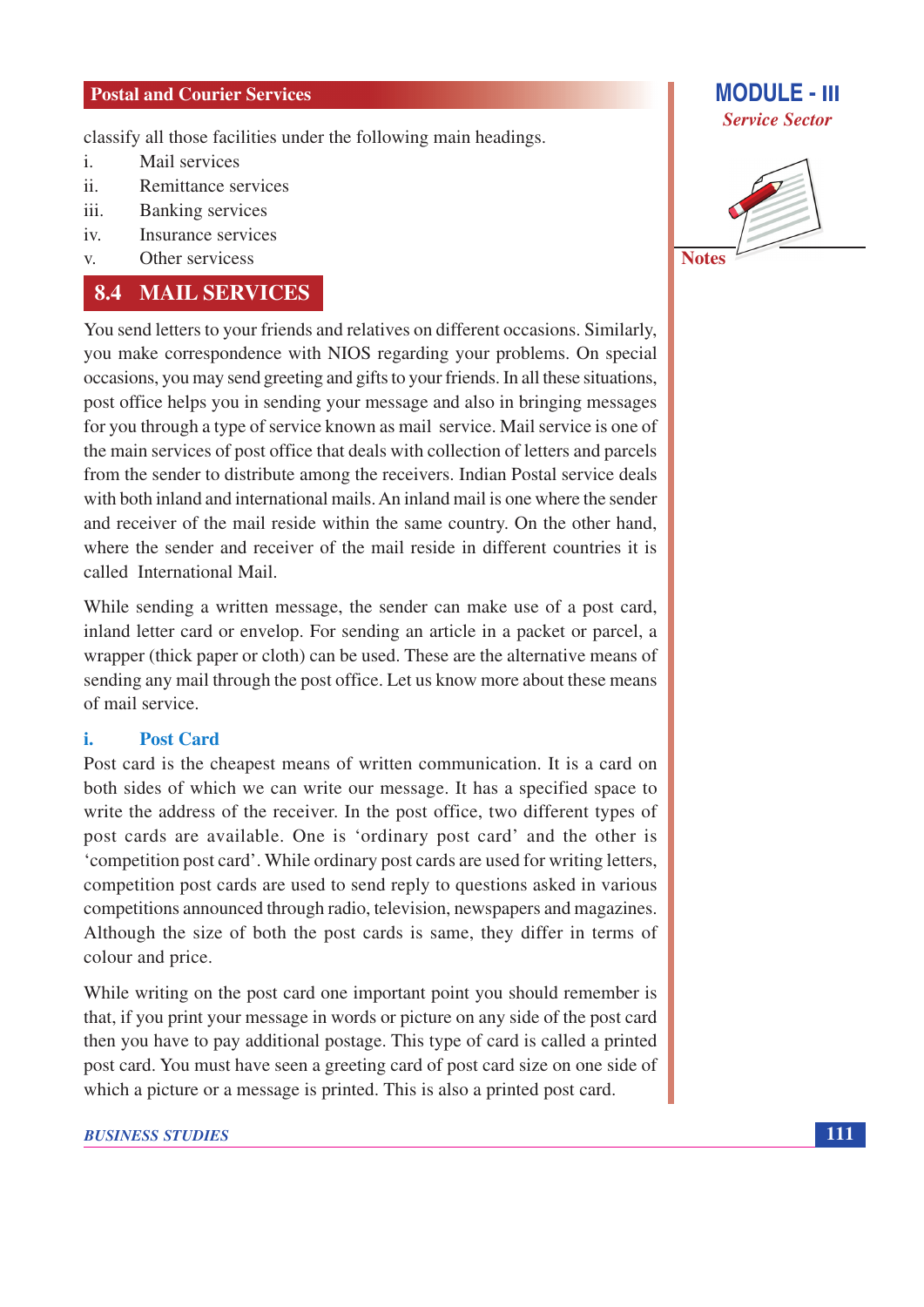classify all those facilities under the following main headings.

i. Mail services
ii. Remittance services
iii. Banking services
iv. Insurance services
v. Other servicess

## 8.4 MAIL SERVICES

You send letters to your friends and relatives on different occasions. Similarly, you make correspondence with NIOS regarding your problems. On special occasions, you may send greeting and gifts to your friends. In all these situations, post office helps you in sending your message and also in bringing messages for you through a type of service known as mail service. Mail service is one of the main services of post office that deals with collection of letters and parcels from the sender to distribute among the receivers. Indian Postal service deals with both inland and international mails. An inland mail is one where the sender and receiver of the mail reside within the same country. On the other hand, where the sender and receiver of the mail reside in different countries it is called International Mail.

While sending a written message, the sender can make use of a post card, inland letter card or envelop. For sending an article in a packet or parcel, a wrapper (thick paper or cloth) can be used. These are the alternative means of sending any mail through the post office. Let us know more about these means of mail service.

### i. Post Card

Post card is the cheapest means of written communication. It is a card on both sides of which we can write our message. It has a specified space to write the address of the receiver. In the post office, two different types of post cards are available. One is 'ordinary post card' and the other is 'competition post card'. While ordinary post cards are used for writing letters, competition post cards are used to send reply to questions asked in various competitions announced through radio, television, newspapers and magazines. Although the size of both the post cards is same, they differ in terms of colour and price.

While writing on the post card one important point you should remember is that, if you print your message in words or picture on any side of the post card then you have to pay additional postage. This type of card is called a printed post card. You must have seen a greeting card of post card size on one side of which a picture or a message is printed. This is also a printed post card.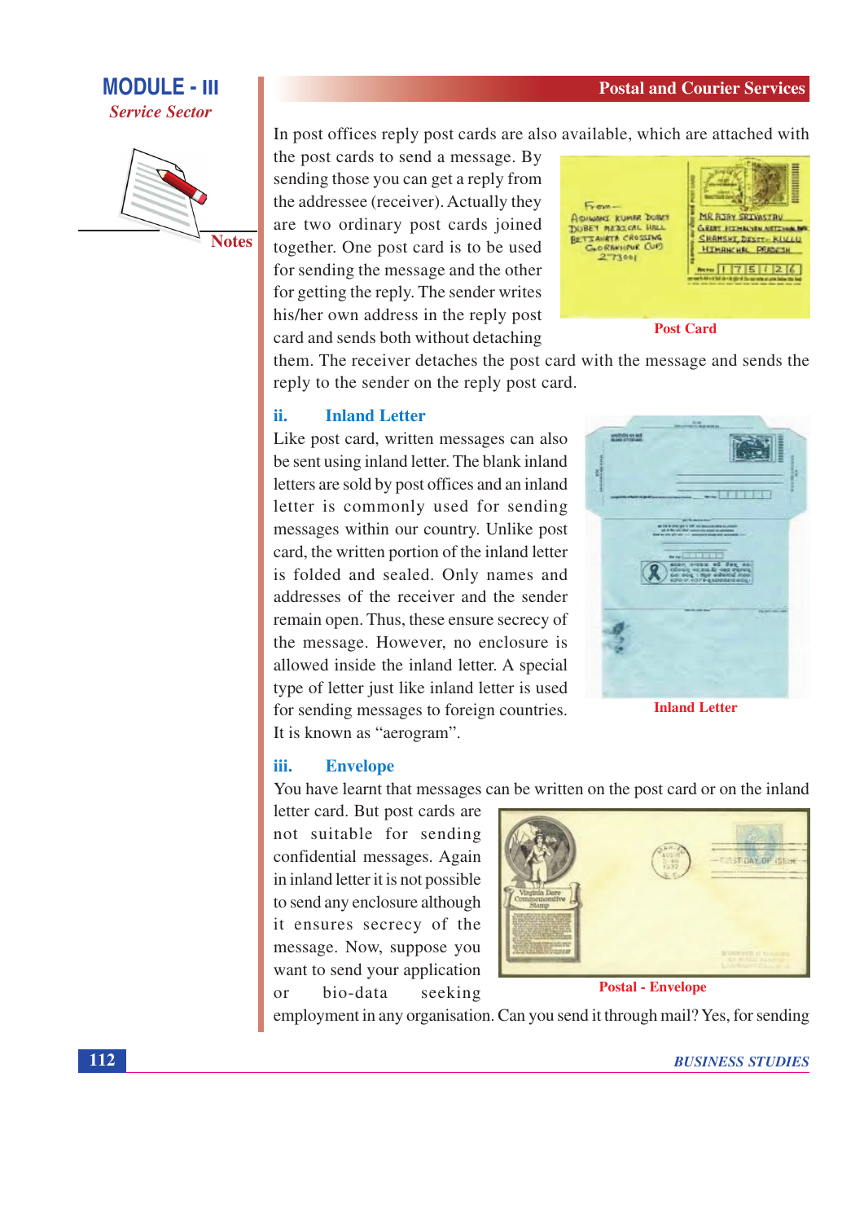In post offices reply post cards are also available, which are attached with the post cards to send a message. By sending those you can get a reply from the addressee (receiver). Actually they are two ordinary post cards joined together. One post card is to be used for sending the message and the other for getting the reply. The sender writes his/her own address in the reply post card and sends both without detaching them. The receiver detaches the post card with the message and sends the reply to the sender on the reply post card.

Post Card

### ii. Inland Letter

Like post card, written messages can also be sent using inland letter. The blank inland letters are sold by post offices and an inland letter is commonly used for sending messages within our country. Unlike post card, the written portion of the inland letter is folded and sealed. Only names and addresses of the receiver and the sender remain open. Thus, these ensure secrecy of the message. However, no enclosure is allowed inside the inland letter. A special type of letter just like inland letter is used for sending messages to foreign countries. It is known as "aerogram".

Inland Letter

### iii. Envelope

You have learnt that messages can be written on the post card or on the inland letter card. But post cards are not suitable for sending confidential messages. Again in inland letter it is not possible to send any enclosure although it ensures secrecy of the message. Now, suppose you want to send your application or bio-data seeking employment in any organisation. Can you send it through mail? Yes, for sending

Postal - Envelope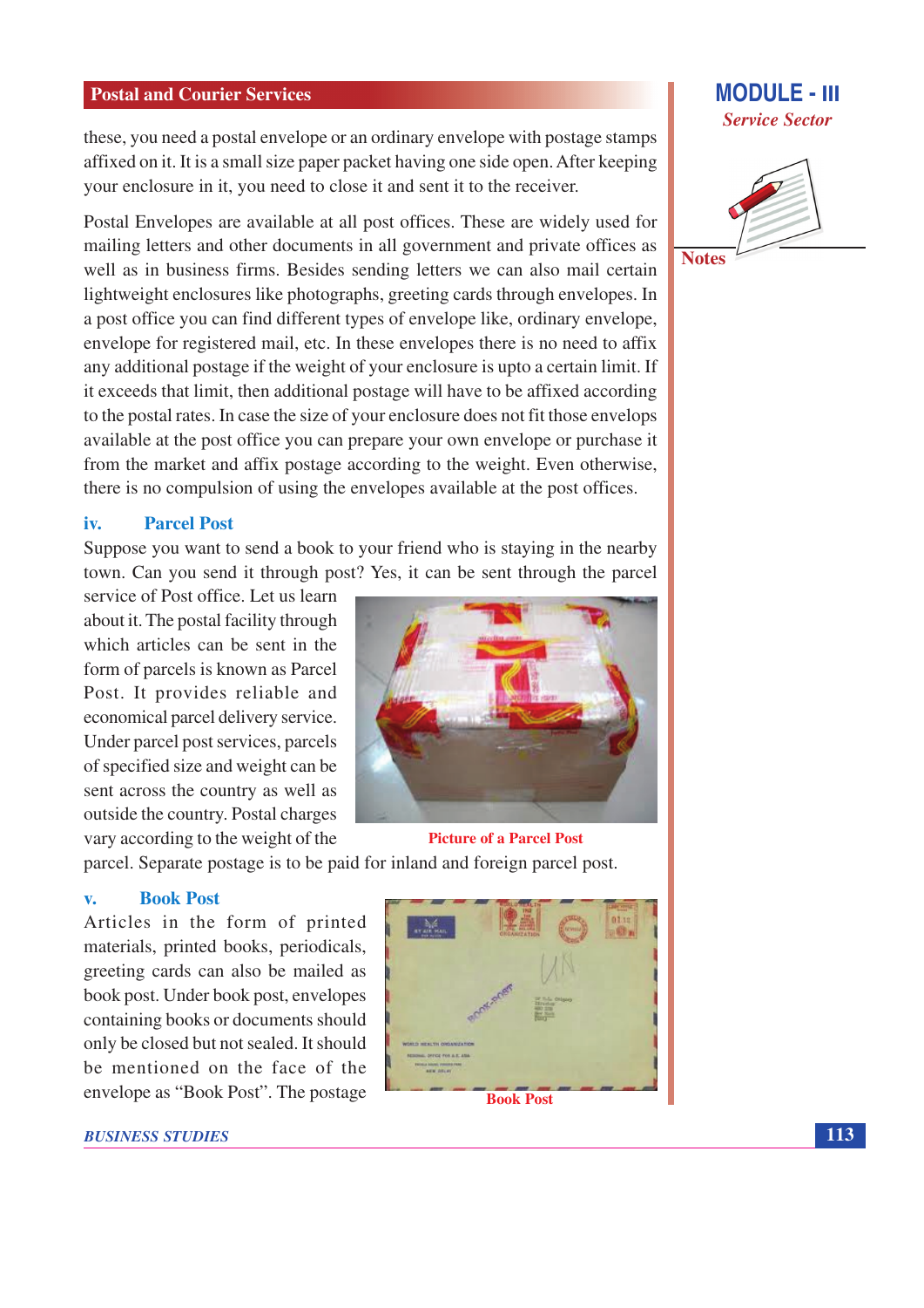these, you need a postal envelope or an ordinary envelope with postage stamps affixed on it. It is a small size paper packet having one side open. After keeping your enclosure in it, you need to close it and sent it to the receiver.

Postal Envelopes are available at all post offices. These are widely used for mailing letters and other documents in all government and private offices as well as in business firms. Besides sending letters we can also mail certain lightweight enclosures like photographs, greeting cards through envelopes. In a post office you can find different types of envelope like, ordinary envelope, envelope for registered mail, etc. In these envelopes there is no need to affix any additional postage if the weight of your enclosure is upto a certain limit. If it exceeds that limit, then additional postage will have to be affixed according to the postal rates. In case the size of your enclosure does not fit those envelops available at the post office you can prepare your own envelope or purchase it from the market and affix postage according to the weight. Even otherwise, there is no compulsion of using the envelopes available at the post offices.

### iv. Parcel Post

Suppose you want to send a book to your friend who is staying in the nearby town. Can you send it through post? Yes, it can be sent through the parcel service of Post office. Let us learn about it. The postal facility through which articles can be sent in the form of parcels is known as Parcel Post. It provides reliable and economical parcel delivery service. Under parcel post services, parcels of specified size and weight can be sent across the country as well as outside the country. Postal charges vary according to the weight of the parcel. Separate postage is to be paid for inland and foreign parcel post.

Picture of a Parcel Post

### v. Book Post

Articles in the form of printed materials, printed books, periodicals, greeting cards can also be mailed as book post. Under book post, envelopes containing books or documents should only be closed but not sealed. It should be mentioned on the face of the envelope as "Book Post". The postage

Book Post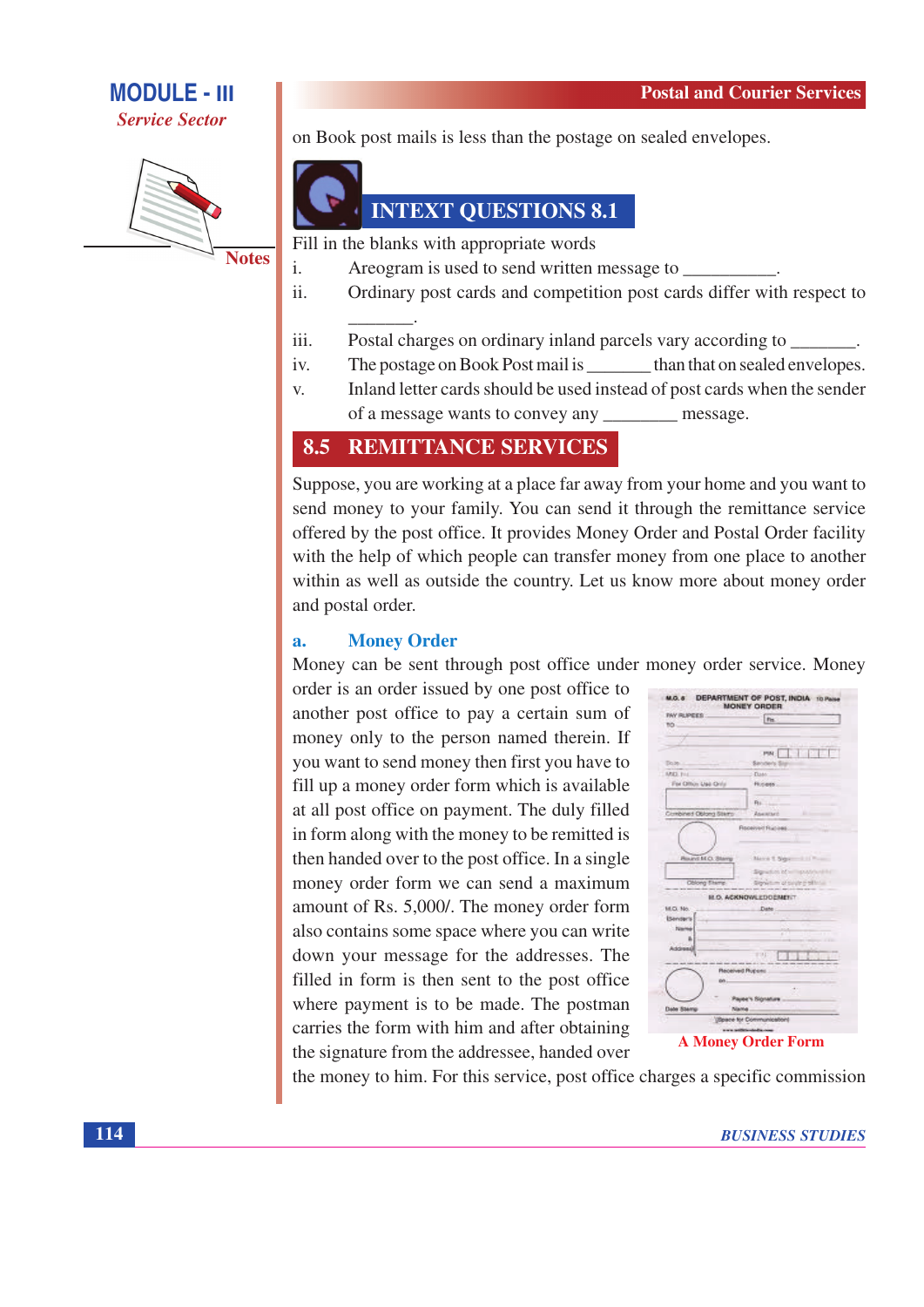on Book post mails is less than the postage on sealed envelopes.

## INTEXT QUESTIONS 8.1

Fill in the blanks with appropriate words

i. Areogram is used to send written message to __________.

ii. Ordinary post cards and competition post cards differ with respect to _______.

iii. Postal charges on ordinary inland parcels vary according to _______.

iv. The postage on Book Post mail is _______ than that on sealed envelopes.

v. Inland letter cards should be used instead of post cards when the sender of a message wants to convey any ________ message.

## 8.5 REMITTANCE SERVICES

Suppose, you are working at a place far away from your home and you want to send money to your family. You can send it through the remittance service offered by the post office. It provides Money Order and Postal Order facility with the help of which people can transfer money from one place to another within as well as outside the country. Let us know more about money order and postal order.

### a. Money Order

Money can be sent through post office under money order service. Money order is an order issued by one post office to another post office to pay a certain sum of money only to the person named therein. If you want to send money then first you have to fill up a money order form which is available at all post office on payment. The duly filled in form along with the money to be remitted is then handed over to the post office. In a single money order form we can send a maximum amount of Rs. 5,000/. The money order form also contains some space where you can write down your message for the addresses. The filled in form is then sent to the post office where payment is to be made. The postman carries the form with him and after obtaining the signature from the addressee, handed over the money to him. For this service, post office charges a specific commission

A Money Order Form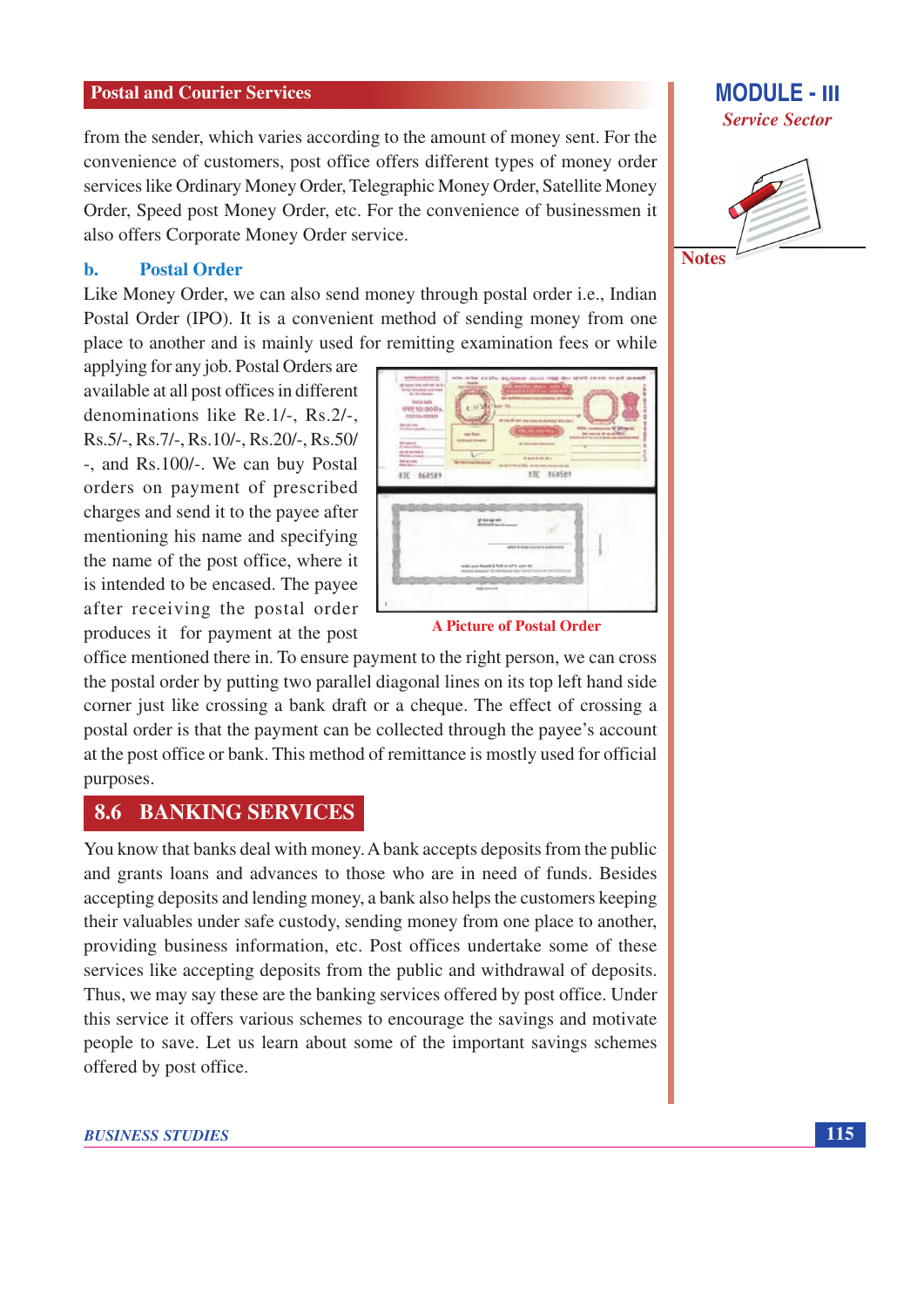from the sender, which varies according to the amount of money sent. For the convenience of customers, post office offers different types of money order services like Ordinary Money Order, Telegraphic Money Order, Satellite Money Order, Speed post Money Order, etc. For the convenience of businessmen it also offers Corporate Money Order service.

### b. Postal Order

Like Money Order, we can also send money through postal order i.e., Indian Postal Order (IPO). It is a convenient method of sending money from one place to another and is mainly used for remitting examination fees or while applying for any job. Postal Orders are available at all post offices in different denominations like Re.1/-, Rs.2/-, Rs.5/-, Rs.7/-, Rs.10/-, Rs.20/-, Rs.50/-, and Rs.100/-. We can buy Postal orders on payment of prescribed charges and send it to the payee after mentioning his name and specifying the name of the post office, where it is intended to be encased. The payee after receiving the postal order produces it for payment at the post office mentioned there in. To ensure payment to the right person, we can cross the postal order by putting two parallel diagonal lines on its top left hand side corner just like crossing a bank draft or a cheque. The effect of crossing a postal order is that the payment can be collected through the payee's account at the post office or bank. This method of remittance is mostly used for official purposes.

A Picture of Postal Order

## 8.6 BANKING SERVICES

You know that banks deal with money. A bank accepts deposits from the public and grants loans and advances to those who are in need of funds. Besides accepting deposits and lending money, a bank also helps the customers keeping their valuables under safe custody, sending money from one place to another, providing business information, etc. Post offices undertake some of these services like accepting deposits from the public and withdrawal of deposits. Thus, we may say these are the banking services offered by post office. Under this service it offers various schemes to encourage the savings and motivate people to save. Let us learn about some of the important savings schemes offered by post office.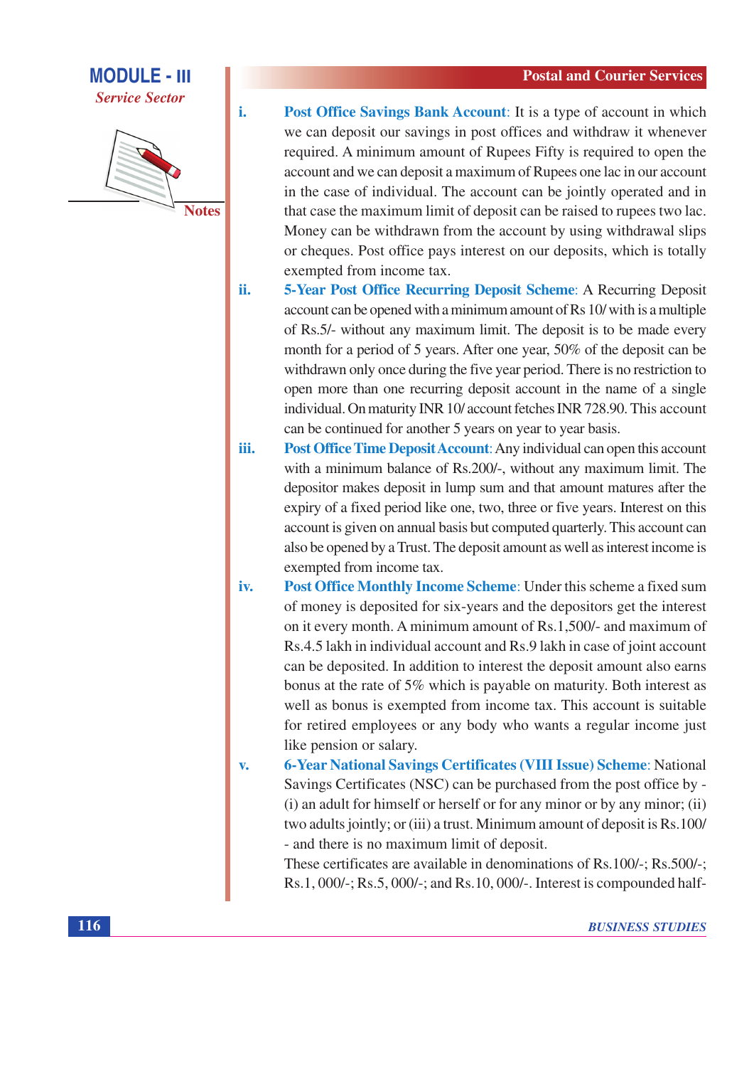i. **Post Office Savings Bank Account**: It is a type of account in which we can deposit our savings in post offices and withdraw it whenever required. A minimum amount of Rupees Fifty is required to open the account and we can deposit a maximum of Rupees one lac in our account in the case of individual. The account can be jointly operated and in that case the maximum limit of deposit can be raised to rupees two lac. Money can be withdrawn from the account by using withdrawal slips or cheques. Post office pays interest on our deposits, which is totally exempted from income tax.

ii. **5-Year Post Office Recurring Deposit Scheme**: A Recurring Deposit account can be opened with a minimum amount of Rs 10/ with is a multiple of Rs.5/- without any maximum limit. The deposit is to be made every month for a period of 5 years. After one year, 50% of the deposit can be withdrawn only once during the five year period. There is no restriction to open more than one recurring deposit account in the name of a single individual. On maturity INR 10/ account fetches INR 728.90. This account can be continued for another 5 years on year to year basis.

iii. **Post Office Time Deposit Account**: Any individual can open this account with a minimum balance of Rs.200/-, without any maximum limit. The depositor makes deposit in lump sum and that amount matures after the expiry of a fixed period like one, two, three or five years. Interest on this account is given on annual basis but computed quarterly. This account can also be opened by a Trust. The deposit amount as well as interest income is exempted from income tax.

iv. **Post Office Monthly Income Scheme**: Under this scheme a fixed sum of money is deposited for six-years and the depositors get the interest on it every month. A minimum amount of Rs.1,500/- and maximum of Rs.4.5 lakh in individual account and Rs.9 lakh in case of joint account can be deposited. In addition to interest the deposit amount also earns bonus at the rate of 5% which is payable on maturity. Both interest as well as bonus is exempted from income tax. This account is suitable for retired employees or any body who wants a regular income just like pension or salary.

v. **6-Year National Savings Certificates (VIII Issue) Scheme**: National Savings Certificates (NSC) can be purchased from the post office by - (i) an adult for himself or herself or for any minor or by any minor; (ii) two adults jointly; or (iii) a trust. Minimum amount of deposit is Rs.100/ - and there is no maximum limit of deposit.

These certificates are available in denominations of Rs.100/-; Rs.500/-; Rs.1, 000/-; Rs.5, 000/-; and Rs.10, 000/-. Interest is compounded half-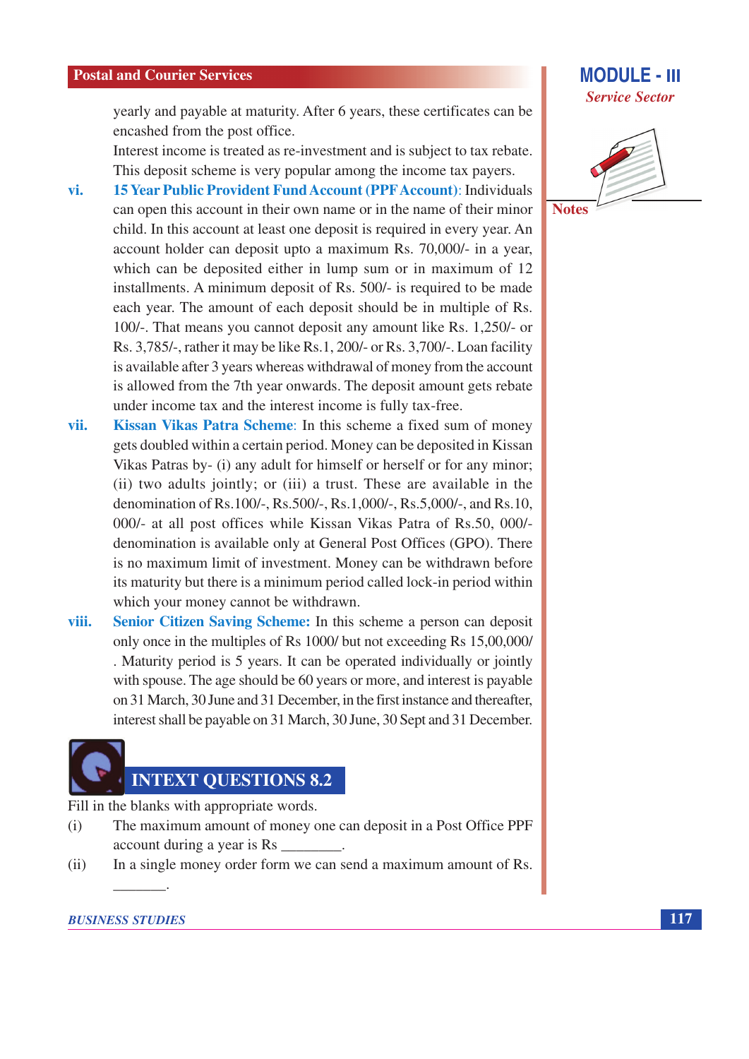yearly and payable at maturity. After 6 years, these certificates can be encashed from the post office.

Interest income is treated as re-investment and is subject to tax rebate. This deposit scheme is very popular among the income tax payers.

vi. **15 Year Public Provident Fund Account (PPF Account)**: Individuals can open this account in their own name or in the name of their minor child. In this account at least one deposit is required in every year. An account holder can deposit upto a maximum Rs. 70,000/- in a year, which can be deposited either in lump sum or in maximum of 12 installments. A minimum deposit of Rs. 500/- is required to be made each year. The amount of each deposit should be in multiple of Rs. 100/-. That means you cannot deposit any amount like Rs. 1,250/- or Rs. 3,785/-, rather it may be like Rs.1, 200/- or Rs. 3,700/-. Loan facility is available after 3 years whereas withdrawal of money from the account is allowed from the 7th year onwards. The deposit amount gets rebate under income tax and the interest income is fully tax-free.

vii. **Kissan Vikas Patra Scheme**: In this scheme a fixed sum of money gets doubled within a certain period. Money can be deposited in Kissan Vikas Patras by- (i) any adult for himself or herself or for any minor; (ii) two adults jointly; or (iii) a trust. These are available in the denomination of Rs.100/-, Rs.500/-, Rs.1,000/-, Rs.5,000/-, and Rs.10, 000/- at all post offices while Kissan Vikas Patra of Rs.50, 000/- denomination is available only at General Post Offices (GPO). There is no maximum limit of investment. Money can be withdrawn before its maturity but there is a minimum period called lock-in period within which your money cannot be withdrawn.

viii. **Senior Citizen Saving Scheme:** In this scheme a person can deposit only once in the multiples of Rs 1000/ but not exceeding Rs 15,00,000/ . Maturity period is 5 years. It can be operated individually or jointly with spouse. The age should be 60 years or more, and interest is payable on 31 March, 30 June and 31 December, in the first instance and thereafter, interest shall be payable on 31 March, 30 June, 30 Sept and 31 December.

## INTEXT QUESTIONS 8.2

Fill in the blanks with appropriate words.

(i) The maximum amount of money one can deposit in a Post Office PPF account during a year is Rs ________.

(ii) In a single money order form we can send a maximum amount of Rs. _______.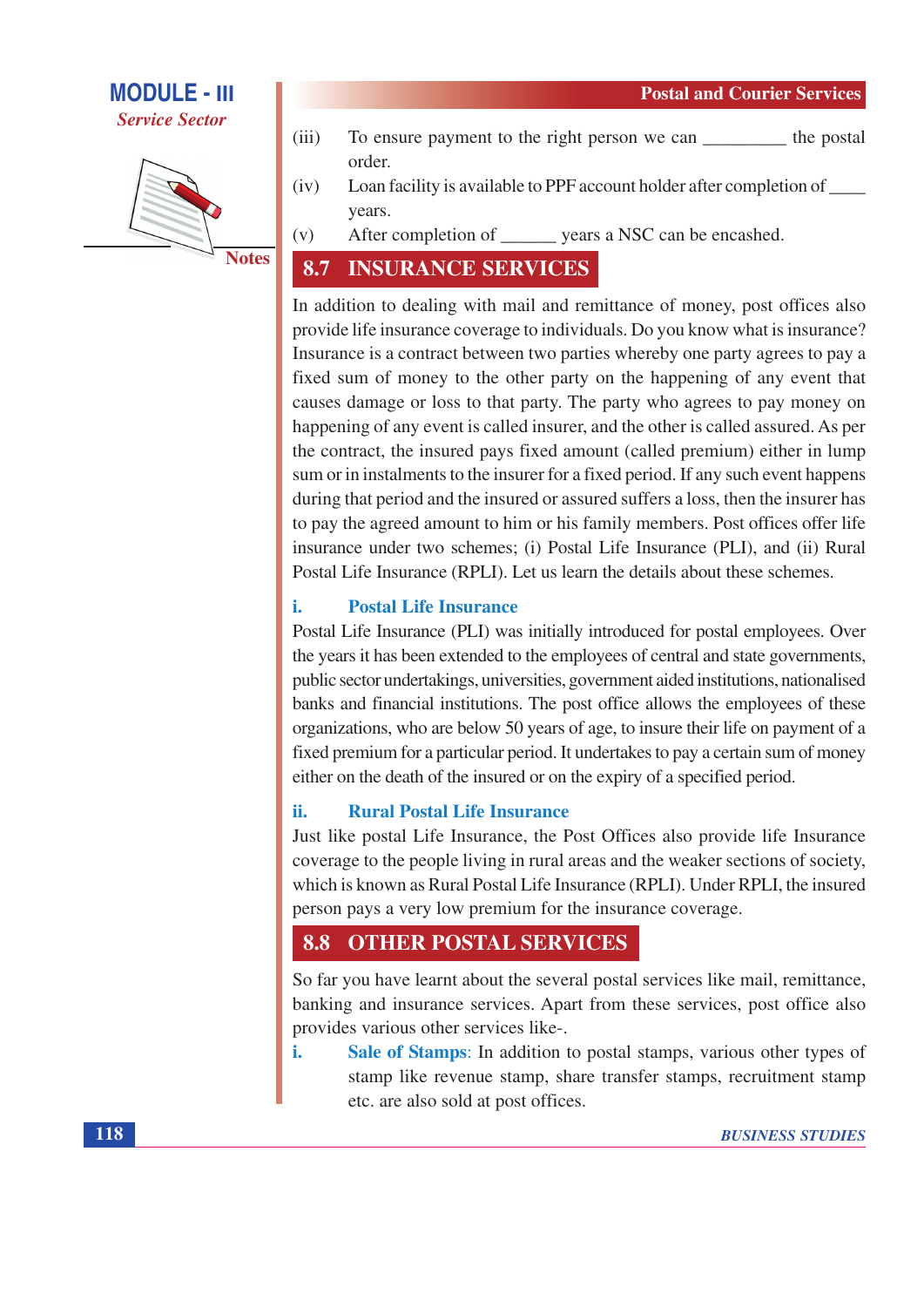(iii) To ensure payment to the right person we can _________ the postal order.

(iv) Loan facility is available to PPF account holder after completion of ____ years.

(v) After completion of ______ years a NSC can be encashed.

## 8.7 INSURANCE SERVICES

In addition to dealing with mail and remittance of money, post offices also provide life insurance coverage to individuals. Do you know what is insurance? Insurance is a contract between two parties whereby one party agrees to pay a fixed sum of money to the other party on the happening of any event that causes damage or loss to that party. The party who agrees to pay money on happening of any event is called insurer, and the other is called assured. As per the contract, the insured pays fixed amount (called premium) either in lump sum or in instalments to the insurer for a fixed period. If any such event happens during that period and the insured or assured suffers a loss, then the insurer has to pay the agreed amount to him or his family members. Post offices offer life insurance under two schemes; (i) Postal Life Insurance (PLI), and (ii) Rural Postal Life Insurance (RPLI). Let us learn the details about these schemes.

### i. Postal Life Insurance

Postal Life Insurance (PLI) was initially introduced for postal employees. Over the years it has been extended to the employees of central and state governments, public sector undertakings, universities, government aided institutions, nationalised banks and financial institutions. The post office allows the employees of these organizations, who are below 50 years of age, to insure their life on payment of a fixed premium for a particular period. It undertakes to pay a certain sum of money either on the death of the insured or on the expiry of a specified period.

### ii. Rural Postal Life Insurance

Just like postal Life Insurance, the Post Offices also provide life Insurance coverage to the people living in rural areas and the weaker sections of society, which is known as Rural Postal Life Insurance (RPLI). Under RPLI, the insured person pays a very low premium for the insurance coverage.

## 8.8 OTHER POSTAL SERVICES

So far you have learnt about the several postal services like mail, remittance, banking and insurance services. Apart from these services, post office also provides various other services like-.

i. **Sale of Stamps**: In addition to postal stamps, various other types of stamp like revenue stamp, share transfer stamps, recruitment stamp etc. are also sold at post offices.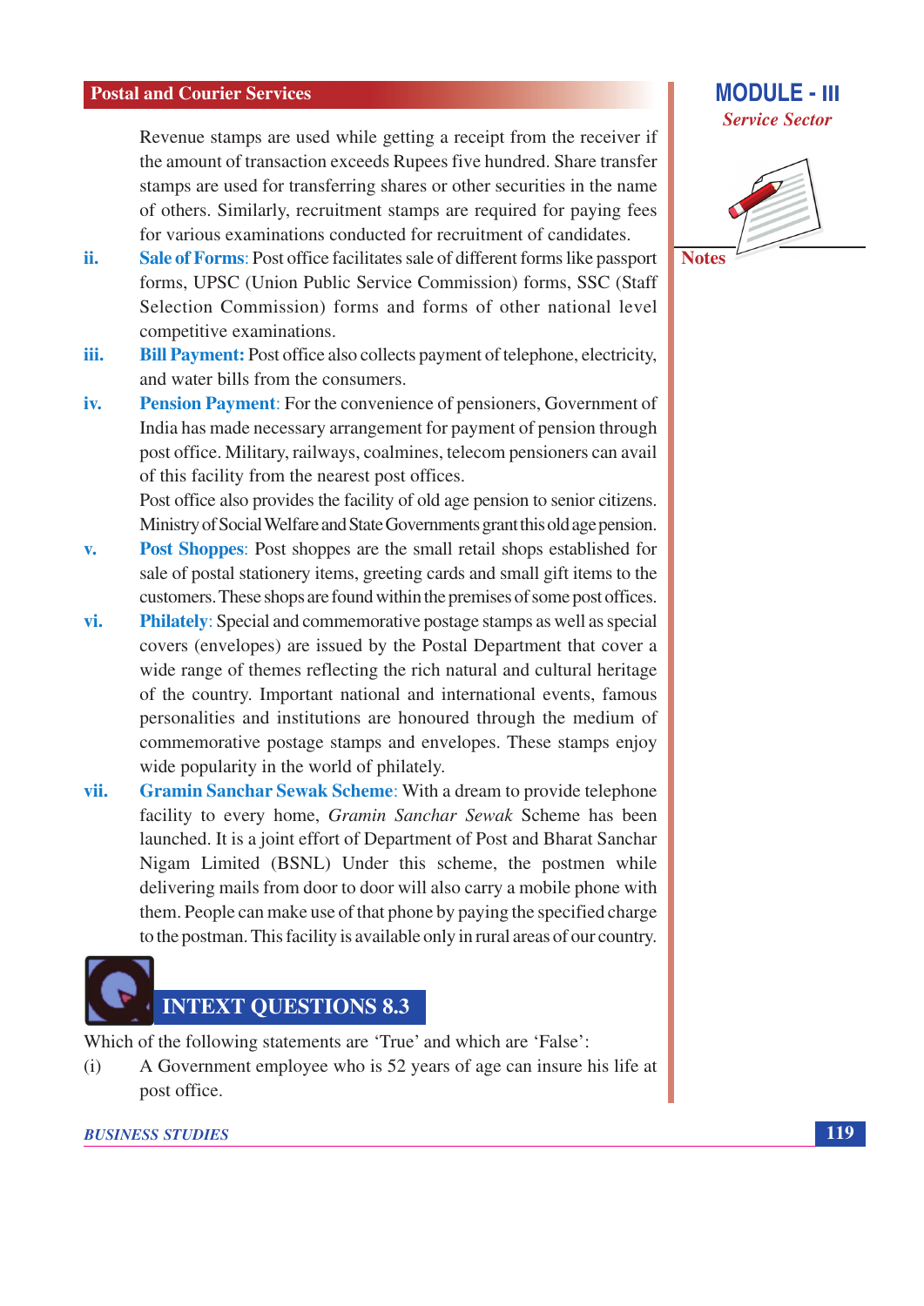Revenue stamps are used while getting a receipt from the receiver if the amount of transaction exceeds Rupees five hundred. Share transfer stamps are used for transferring shares or other securities in the name of others. Similarly, recruitment stamps are required for paying fees for various examinations conducted for recruitment of candidates.

ii. **Sale of Forms**: Post office facilitates sale of different forms like passport forms, UPSC (Union Public Service Commission) forms, SSC (Staff Selection Commission) forms and forms of other national level competitive examinations.

iii. **Bill Payment:** Post office also collects payment of telephone, electricity, and water bills from the consumers.

iv. **Pension Payment**: For the convenience of pensioners, Government of India has made necessary arrangement for payment of pension through post office. Military, railways, coalmines, telecom pensioners can avail of this facility from the nearest post offices.

   Post office also provides the facility of old age pension to senior citizens. Ministry of Social Welfare and State Governments grant this old age pension.

v. **Post Shoppes**: Post shoppes are the small retail shops established for sale of postal stationery items, greeting cards and small gift items to the customers. These shops are found within the premises of some post offices.

vi. **Philately**: Special and commemorative postage stamps as well as special covers (envelopes) are issued by the Postal Department that cover a wide range of themes reflecting the rich natural and cultural heritage of the country. Important national and international events, famous personalities and institutions are honoured through the medium of commemorative postage stamps and envelopes. These stamps enjoy wide popularity in the world of philately.

vii. **Gramin Sanchar Sewak Scheme**: With a dream to provide telephone facility to every home, *Gramin Sanchar Sewak* Scheme has been launched. It is a joint effort of Department of Post and Bharat Sanchar Nigam Limited (BSNL) Under this scheme, the postmen while delivering mails from door to door will also carry a mobile phone with them. People can make use of that phone by paying the specified charge to the postman. This facility is available only in rural areas of our country.

## INTEXT QUESTIONS 8.3

Which of the following statements are 'True' and which are 'False':

(i) A Government employee who is 52 years of age can insure his life at post office.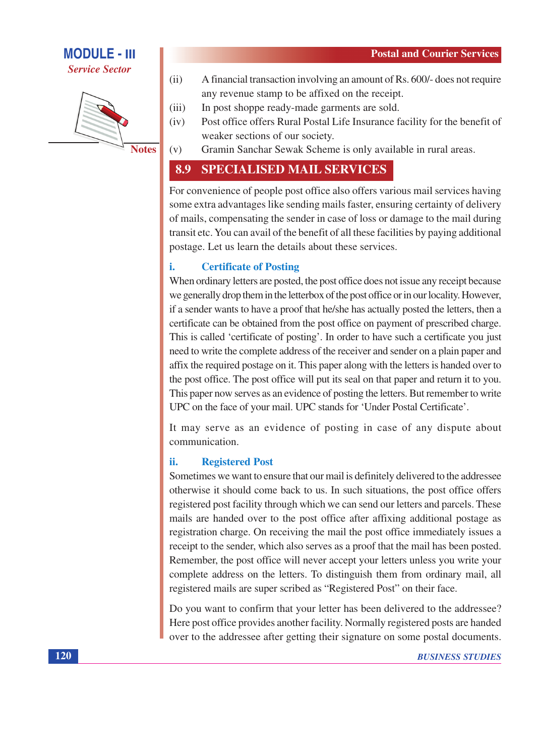(ii) A financial transaction involving an amount of Rs. 600/- does not require any revenue stamp to be affixed on the receipt.

(iii) In post shoppe ready-made garments are sold.

(iv) Post office offers Rural Postal Life Insurance facility for the benefit of weaker sections of our society.

(v) Gramin Sanchar Sewak Scheme is only available in rural areas.

## 8.9 SPECIALISED MAIL SERVICES

For convenience of people post office also offers various mail services having some extra advantages like sending mails faster, ensuring certainty of delivery of mails, compensating the sender in case of loss or damage to the mail during transit etc. You can avail of the benefit of all these facilities by paying additional postage. Let us learn the details about these services.

### i. Certificate of Posting

When ordinary letters are posted, the post office does not issue any receipt because we generally drop them in the letterbox of the post office or in our locality. However, if a sender wants to have a proof that he/she has actually posted the letters, then a certificate can be obtained from the post office on payment of prescribed charge. This is called 'certificate of posting'. In order to have such a certificate you just need to write the complete address of the receiver and sender on a plain paper and affix the required postage on it. This paper along with the letters is handed over to the post office. The post office will put its seal on that paper and return it to you. This paper now serves as an evidence of posting the letters. But remember to write UPC on the face of your mail. UPC stands for 'Under Postal Certificate'.

It may serve as an evidence of posting in case of any dispute about communication.

### ii. Registered Post

Sometimes we want to ensure that our mail is definitely delivered to the addressee otherwise it should come back to us. In such situations, the post office offers registered post facility through which we can send our letters and parcels. These mails are handed over to the post office after affixing additional postage as registration charge. On receiving the mail the post office immediately issues a receipt to the sender, which also serves as a proof that the mail has been posted. Remember, the post office will never accept your letters unless you write your complete address on the letters. To distinguish them from ordinary mail, all registered mails are super scribed as "Registered Post" on their face.

Do you want to confirm that your letter has been delivered to the addressee? Here post office provides another facility. Normally registered posts are handed over to the addressee after getting their signature on some postal documents.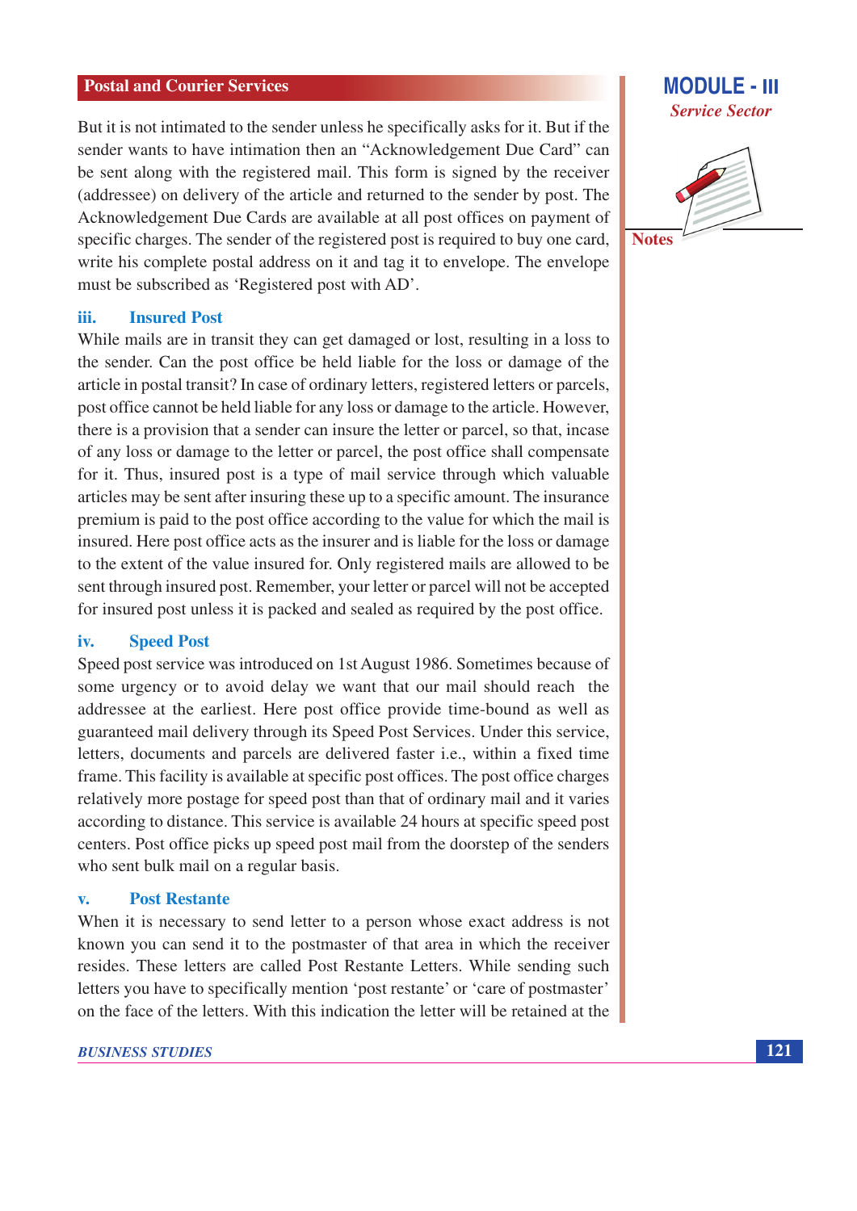But it is not intimated to the sender unless he specifically asks for it. But if the sender wants to have intimation then an "Acknowledgement Due Card" can be sent along with the registered mail. This form is signed by the receiver (addressee) on delivery of the article and returned to the sender by post. The Acknowledgement Due Cards are available at all post offices on payment of specific charges. The sender of the registered post is required to buy one card, write his complete postal address on it and tag it to envelope. The envelope must be subscribed as 'Registered post with AD'.

### iii. Insured Post

While mails are in transit they can get damaged or lost, resulting in a loss to the sender. Can the post office be held liable for the loss or damage of the article in postal transit? In case of ordinary letters, registered letters or parcels, post office cannot be held liable for any loss or damage to the article. However, there is a provision that a sender can insure the letter or parcel, so that, incase of any loss or damage to the letter or parcel, the post office shall compensate for it. Thus, insured post is a type of mail service through which valuable articles may be sent after insuring these up to a specific amount. The insurance premium is paid to the post office according to the value for which the mail is insured. Here post office acts as the insurer and is liable for the loss or damage to the extent of the value insured for. Only registered mails are allowed to be sent through insured post. Remember, your letter or parcel will not be accepted for insured post unless it is packed and sealed as required by the post office.

### iv. Speed Post

Speed post service was introduced on 1st August 1986. Sometimes because of some urgency or to avoid delay we want that our mail should reach the addressee at the earliest. Here post office provide time-bound as well as guaranteed mail delivery through its Speed Post Services. Under this service, letters, documents and parcels are delivered faster i.e., within a fixed time frame. This facility is available at specific post offices. The post office charges relatively more postage for speed post than that of ordinary mail and it varies according to distance. This service is available 24 hours at specific speed post centers. Post office picks up speed post mail from the doorstep of the senders who sent bulk mail on a regular basis.

### v. Post Restante

When it is necessary to send letter to a person whose exact address is not known you can send it to the postmaster of that area in which the receiver resides. These letters are called Post Restante Letters. While sending such letters you have to specifically mention 'post restante' or 'care of postmaster' on the face of the letters. With this indication the letter will be retained at the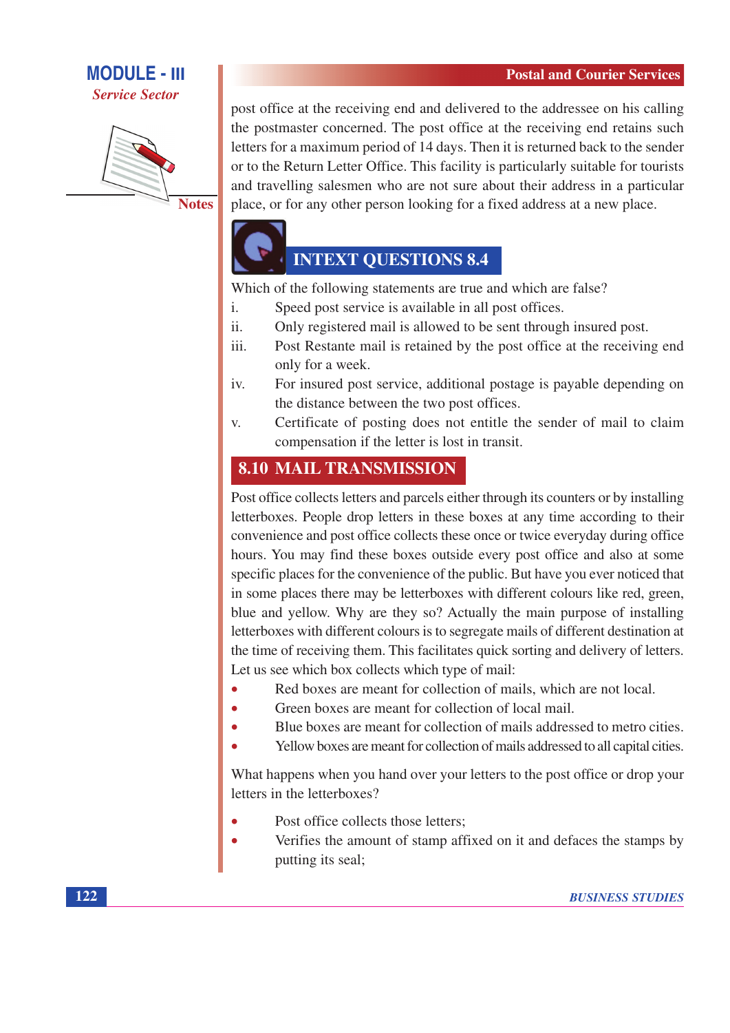post office at the receiving end and delivered to the addressee on his calling the postmaster concerned. The post office at the receiving end retains such letters for a maximum period of 14 days. Then it is returned back to the sender or to the Return Letter Office. This facility is particularly suitable for tourists and travelling salesmen who are not sure about their address in a particular place, or for any other person looking for a fixed address at a new place.

## INTEXT QUESTIONS 8.4

Which of the following statements are true and which are false?

i. Speed post service is available in all post offices.

ii. Only registered mail is allowed to be sent through insured post.

iii. Post Restante mail is retained by the post office at the receiving end only for a week.

iv. For insured post service, additional postage is payable depending on the distance between the two post offices.

v. Certificate of posting does not entitle the sender of mail to claim compensation if the letter is lost in transit.

## 8.10 MAIL TRANSMISSION

Post office collects letters and parcels either through its counters or by installing letterboxes. People drop letters in these boxes at any time according to their convenience and post office collects these once or twice everyday during office hours. You may find these boxes outside every post office and also at some specific places for the convenience of the public. But have you ever noticed that in some places there may be letterboxes with different colours like red, green, blue and yellow. Why are they so? Actually the main purpose of installing letterboxes with different colours is to segregate mails of different destination at the time of receiving them. This facilitates quick sorting and delivery of letters. Let us see which box collects which type of mail:

- Red boxes are meant for collection of mails, which are not local.
- Green boxes are meant for collection of local mail.
- Blue boxes are meant for collection of mails addressed to metro cities.
- Yellow boxes are meant for collection of mails addressed to all capital cities.

What happens when you hand over your letters to the post office or drop your letters in the letterboxes?

- Post office collects those letters;
- Verifies the amount of stamp affixed on it and defaces the stamps by putting its seal;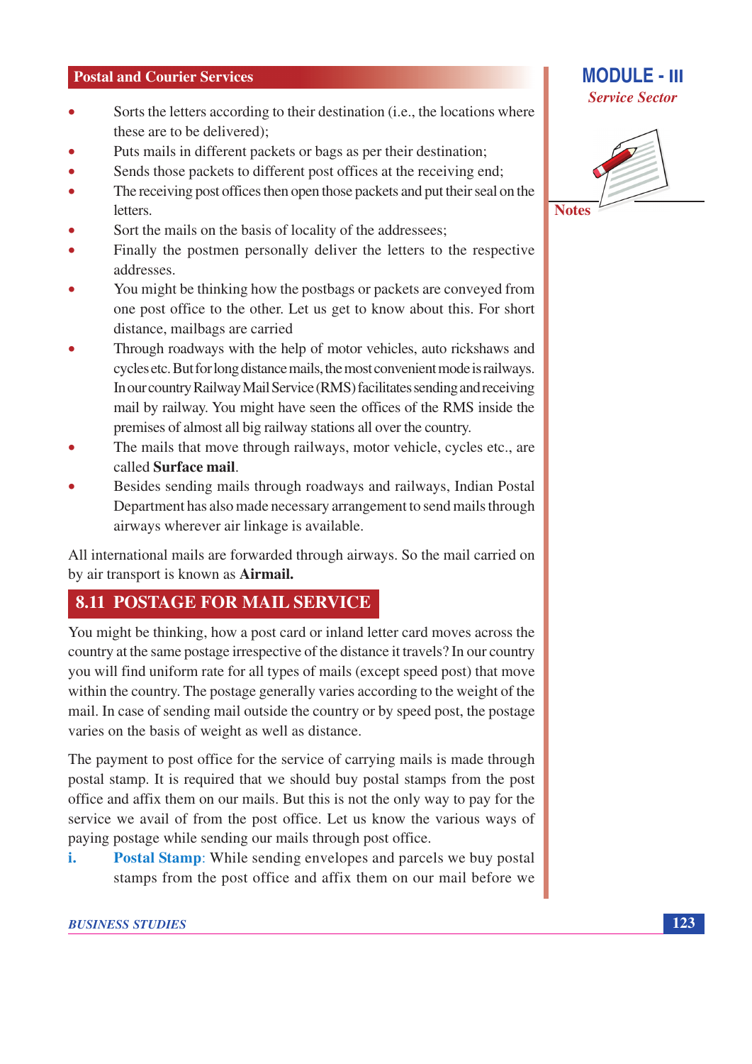- Sorts the letters according to their destination (i.e., the locations where these are to be delivered);
- Puts mails in different packets or bags as per their destination;
- Sends those packets to different post offices at the receiving end;
- The receiving post offices then open those packets and put their seal on the letters.
- Sort the mails on the basis of locality of the addressees;
- Finally the postmen personally deliver the letters to the respective addresses.
- You might be thinking how the postbags or packets are conveyed from one post office to the other. Let us get to know about this. For short distance, mailbags are carried
- Through roadways with the help of motor vehicles, auto rickshaws and cycles etc. But for long distance mails, the most convenient mode is railways. In our country Railway Mail Service (RMS) facilitates sending and receiving mail by railway. You might have seen the offices of the RMS inside the premises of almost all big railway stations all over the country.
- The mails that move through railways, motor vehicle, cycles etc., are called **Surface mail**.
- Besides sending mails through roadways and railways, Indian Postal Department has also made necessary arrangement to send mails through airways wherever air linkage is available.

All international mails are forwarded through airways. So the mail carried on by air transport is known as **Airmail.**

## 8.11 POSTAGE FOR MAIL SERVICE

You might be thinking, how a post card or inland letter card moves across the country at the same postage irrespective of the distance it travels? In our country you will find uniform rate for all types of mails (except speed post) that move within the country. The postage generally varies according to the weight of the mail. In case of sending mail outside the country or by speed post, the postage varies on the basis of weight as well as distance.

The payment to post office for the service of carrying mails is made through postal stamp. It is required that we should buy postal stamps from the post office and affix them on our mails. But this is not the only way to pay for the service we avail of from the post office. Let us know the various ways of paying postage while sending our mails through post office.

i. **Postal Stamp**: While sending envelopes and parcels we buy postal stamps from the post office and affix them on our mail before we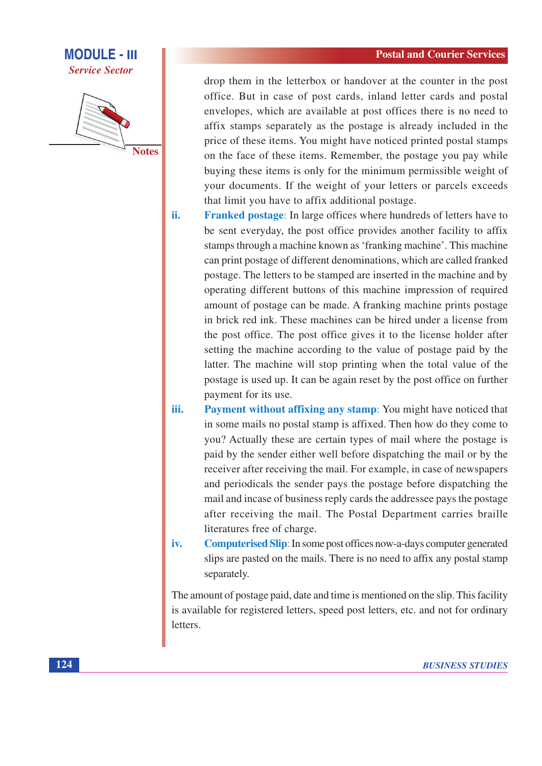drop them in the letterbox or handover at the counter in the post office. But in case of post cards, inland letter cards and postal envelopes, which are available at post offices there is no need to affix stamps separately as the postage is already included in the price of these items. You might have noticed printed postal stamps on the face of these items. Remember, the postage you pay while buying these items is only for the minimum permissible weight of your documents. If the weight of your letters or parcels exceeds that limit you have to affix additional postage.

ii. **Franked postage**: In large offices where hundreds of letters have to be sent everyday, the post office provides another facility to affix stamps through a machine known as 'franking machine'. This machine can print postage of different denominations, which are called franked postage. The letters to be stamped are inserted in the machine and by operating different buttons of this machine impression of required amount of postage can be made. A franking machine prints postage in brick red ink. These machines can be hired under a license from the post office. The post office gives it to the license holder after setting the machine according to the value of postage paid by the latter. The machine will stop printing when the total value of the postage is used up. It can be again reset by the post office on further payment for its use.

iii. **Payment without affixing any stamp**: You might have noticed that in some mails no postal stamp is affixed. Then how do they come to you? Actually these are certain types of mail where the postage is paid by the sender either well before dispatching the mail or by the receiver after receiving the mail. For example, in case of newspapers and periodicals the sender pays the postage before dispatching the mail and incase of business reply cards the addressee pays the postage after receiving the mail. The Postal Department carries braille literatures free of charge.

iv. **Computerised Slip**: In some post offices now-a-days computer generated slips are pasted on the mails. There is no need to affix any postal stamp separately.

The amount of postage paid, date and time is mentioned on the slip. This facility is available for registered letters, speed post letters, etc. and not for ordinary letters.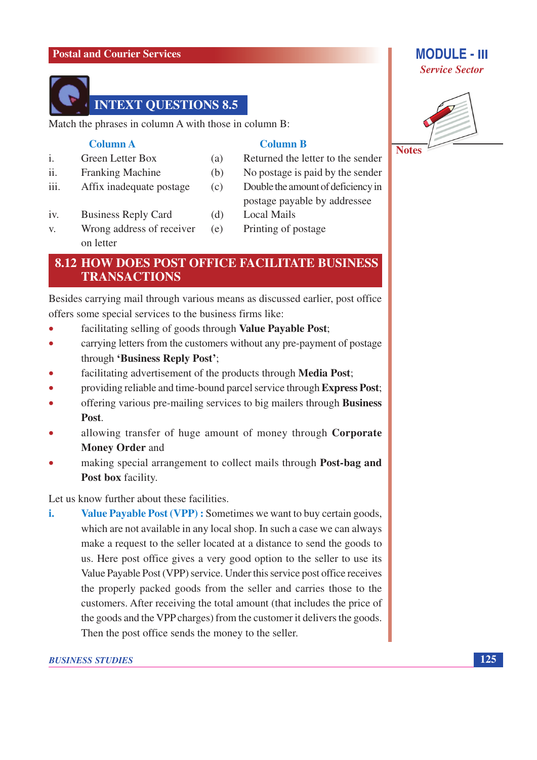## INTEXT QUESTIONS 8.5

Match the phrases in column A with those in column B:

| | Column A | | Column B |
|---|---|---|---|
| i. | Green Letter Box | (a) | Returned the letter to the sender |
| ii. | Franking Machine | (b) | No postage is paid by the sender |
| iii. | Affix inadequate postage | (c) | Double the amount of deficiency in postage payable by addressee |
| iv. | Business Reply Card | (d) | Local Mails |
| v. | Wrong address of receiver on letter | (e) | Printing of postage |

## 8.12 HOW DOES POST OFFICE FACILITATE BUSINESS TRANSACTIONS

Besides carrying mail through various means as discussed earlier, post office offers some special services to the business firms like:

- facilitating selling of goods through **Value Payable Post**;
- carrying letters from the customers without any pre-payment of postage through **'Business Reply Post'**;
- facilitating advertisement of the products through **Media Post**;
- providing reliable and time-bound parcel service through **Express Post**;
- offering various pre-mailing services to big mailers through **Business Post**.
- allowing transfer of huge amount of money through **Corporate Money Order** and
- making special arrangement to collect mails through **Post-bag and Post box** facility.

Let us know further about these facilities.

**i. Value Payable Post (VPP) :** Sometimes we want to buy certain goods, which are not available in any local shop. In such a case we can always make a request to the seller located at a distance to send the goods to us. Here post office gives a very good option to the seller to use its Value Payable Post (VPP) service. Under this service post office receives the properly packed goods from the seller and carries those to the customers. After receiving the total amount (that includes the price of the goods and the VPP charges) from the customer it delivers the goods. Then the post office sends the money to the seller.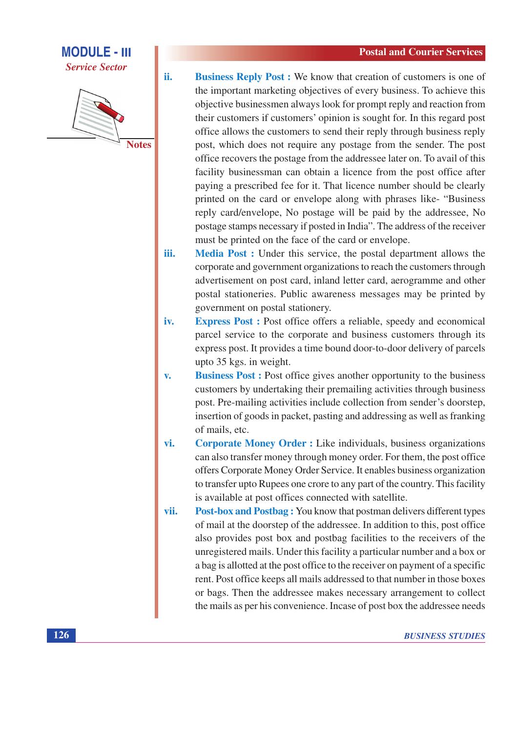ii. **Business Reply Post :** We know that creation of customers is one of the important marketing objectives of every business. To achieve this objective businessmen always look for prompt reply and reaction from their customers if customers' opinion is sought for. In this regard post office allows the customers to send their reply through business reply post, which does not require any postage from the sender. The post office recovers the postage from the addressee later on. To avail of this facility businessman can obtain a licence from the post office after paying a prescribed fee for it. That licence number should be clearly printed on the card or envelope along with phrases like- "Business reply card/envelope, No postage will be paid by the addressee, No postage stamps necessary if posted in India". The address of the receiver must be printed on the face of the card or envelope.

iii. **Media Post :** Under this service, the postal department allows the corporate and government organizations to reach the customers through advertisement on post card, inland letter card, aerogramme and other postal stationeries. Public awareness messages may be printed by government on postal stationery.

iv. **Express Post :** Post office offers a reliable, speedy and economical parcel service to the corporate and business customers through its express post. It provides a time bound door-to-door delivery of parcels upto 35 kgs. in weight.

v. **Business Post :** Post office gives another opportunity to the business customers by undertaking their premailing activities through business post. Pre-mailing activities include collection from sender's doorstep, insertion of goods in packet, pasting and addressing as well as franking of mails, etc.

vi. **Corporate Money Order :** Like individuals, business organizations can also transfer money through money order. For them, the post office offers Corporate Money Order Service. It enables business organization to transfer upto Rupees one crore to any part of the country. This facility is available at post offices connected with satellite.

vii. **Post-box and Postbag :** You know that postman delivers different types of mail at the doorstep of the addressee. In addition to this, post office also provides post box and postbag facilities to the receivers of the unregistered mails. Under this facility a particular number and a box or a bag is allotted at the post office to the receiver on payment of a specific rent. Post office keeps all mails addressed to that number in those boxes or bags. Then the addressee makes necessary arrangement to collect the mails as per his convenience. Incase of post box the addressee needs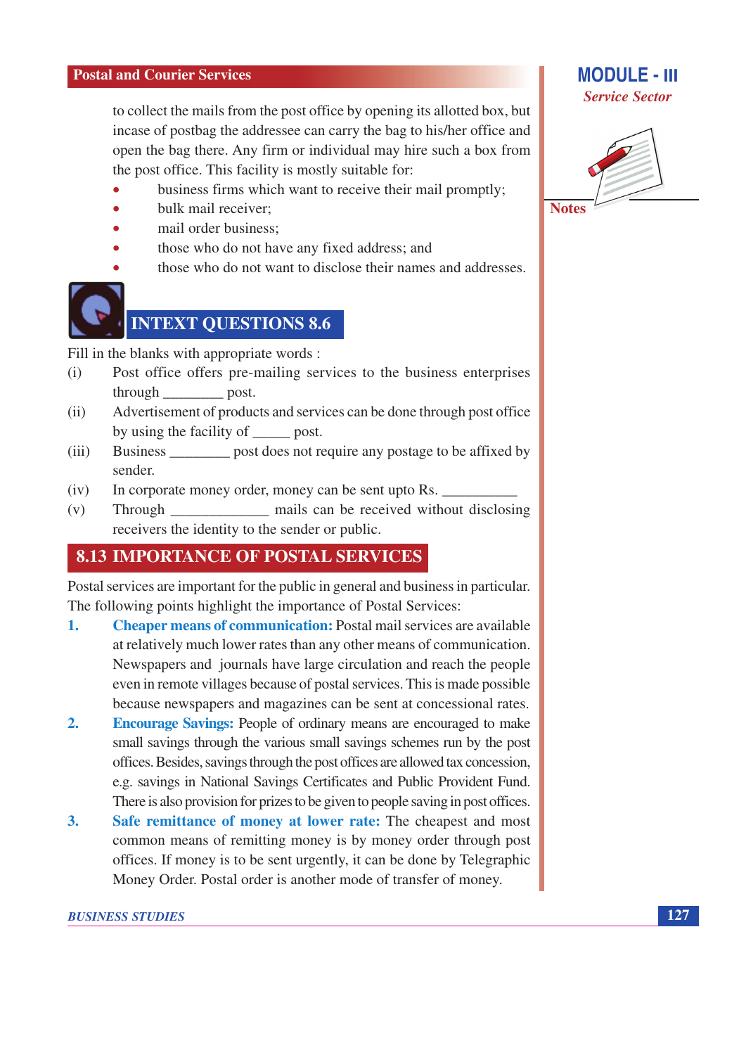to collect the mails from the post office by opening its allotted box, but incase of postbag the addressee can carry the bag to his/her office and open the bag there. Any firm or individual may hire such a box from the post office. This facility is mostly suitable for:

- business firms which want to receive their mail promptly;
- bulk mail receiver;
- mail order business;
- those who do not have any fixed address; and
- those who do not want to disclose their names and addresses.

## INTEXT QUESTIONS 8.6

Fill in the blanks with appropriate words :

(i) Post office offers pre-mailing services to the business enterprises through ________ post.

(ii) Advertisement of products and services can be done through post office by using the facility of _____ post.

(iii) Business ________ post does not require any postage to be affixed by sender.

(iv) In corporate money order, money can be sent upto Rs. __________

(v) Through _____________ mails can be received without disclosing receivers the identity to the sender or public.

## 8.13 IMPORTANCE OF POSTAL SERVICES

Postal services are important for the public in general and business in particular. The following points highlight the importance of Postal Services:

1. **Cheaper means of communication:** Postal mail services are available at relatively much lower rates than any other means of communication. Newspapers and journals have large circulation and reach the people even in remote villages because of postal services. This is made possible because newspapers and magazines can be sent at concessional rates.

2. **Encourage Savings:** People of ordinary means are encouraged to make small savings through the various small savings schemes run by the post offices. Besides, savings through the post offices are allowed tax concession, e.g. savings in National Savings Certificates and Public Provident Fund. There is also provision for prizes to be given to people saving in post offices.

3. **Safe remittance of money at lower rate:** The cheapest and most common means of remitting money is by money order through post offices. If money is to be sent urgently, it can be done by Telegraphic Money Order. Postal order is another mode of transfer of money.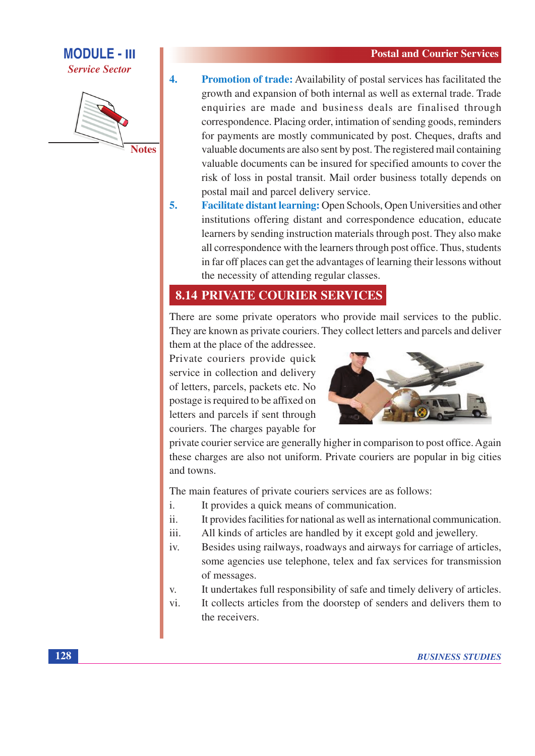4. **Promotion of trade:** Availability of postal services has facilitated the growth and expansion of both internal as well as external trade. Trade enquiries are made and business deals are finalised through correspondence. Placing order, intimation of sending goods, reminders for payments are mostly communicated by post. Cheques, drafts and valuable documents are also sent by post. The registered mail containing valuable documents can be insured for specified amounts to cover the risk of loss in postal transit. Mail order business totally depends on postal mail and parcel delivery service.

5. **Facilitate distant learning:** Open Schools, Open Universities and other institutions offering distant and correspondence education, educate learners by sending instruction materials through post. They also make all correspondence with the learners through post office. Thus, students in far off places can get the advantages of learning their lessons without the necessity of attending regular classes.

## 8.14 PRIVATE COURIER SERVICES

There are some private operators who provide mail services to the public. They are known as private couriers. They collect letters and parcels and deliver them at the place of the addressee. Private couriers provide quick service in collection and delivery of letters, parcels, packets etc. No postage is required to be affixed on letters and parcels if sent through couriers. The charges payable for private courier service are generally higher in comparison to post office. Again these charges are also not uniform. Private couriers are popular in big cities and towns.

The main features of private couriers services are as follows:

i. It provides a quick means of communication.

ii. It provides facilities for national as well as international communication.

iii. All kinds of articles are handled by it except gold and jewellery.

iv. Besides using railways, roadways and airways for carriage of articles, some agencies use telephone, telex and fax services for transmission of messages.

v. It undertakes full responsibility of safe and timely delivery of articles.

vi. It collects articles from the doorstep of senders and delivers them to the receivers.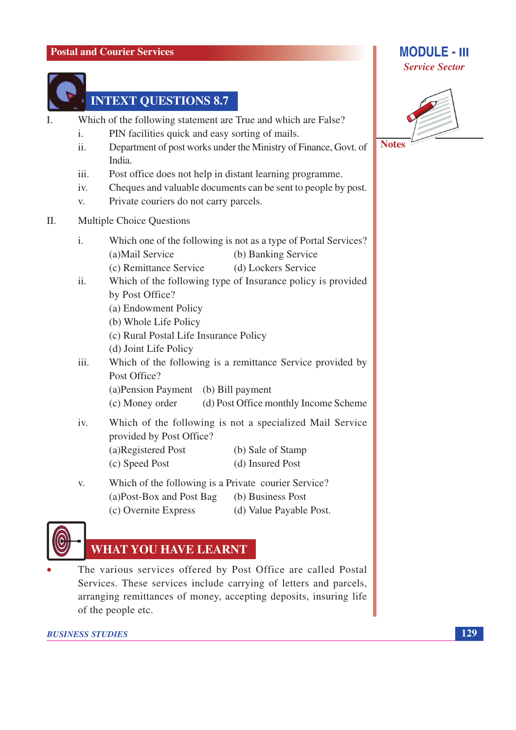## INTEXT QUESTIONS 8.7

I. Which of the following statement are True and which are False?

   i. PIN facilities quick and easy sorting of mails.

   ii. Department of post works under the Ministry of Finance, Govt. of India.

   iii. Post office does not help in distant learning programme.

   iv. Cheques and valuable documents can be sent to people by post.

   v. Private couriers do not carry parcels.

II. Multiple Choice Questions

   i. Which one of the following is not as a type of Portal Services?

      (a)Mail Service (b) Banking Service

      (c) Remittance Service (d) Lockers Service

   ii. Which of the following type of Insurance policy is provided by Post Office?

      (a) Endowment Policy

      (b) Whole Life Policy

      (c) Rural Postal Life Insurance Policy

      (d) Joint Life Policy

   iii. Which of the following is a remittance Service provided by Post Office?

      (a)Pension Payment (b) Bill payment

      (c) Money order (d) Post Office monthly Income Scheme

   iv. Which of the following is not a specialized Mail Service provided by Post Office?

      (a)Registered Post (b) Sale of Stamp

      (c) Speed Post (d) Insured Post

   v. Which of the following is a Private courier Service?

      (a)Post-Box and Post Bag (b) Business Post

      (c) Overnite Express (d) Value Payable Post.

## WHAT YOU HAVE LEARNT

- The various services offered by Post Office are called Postal Services. These services include carrying of letters and parcels, arranging remittances of money, accepting deposits, insuring life of the people etc.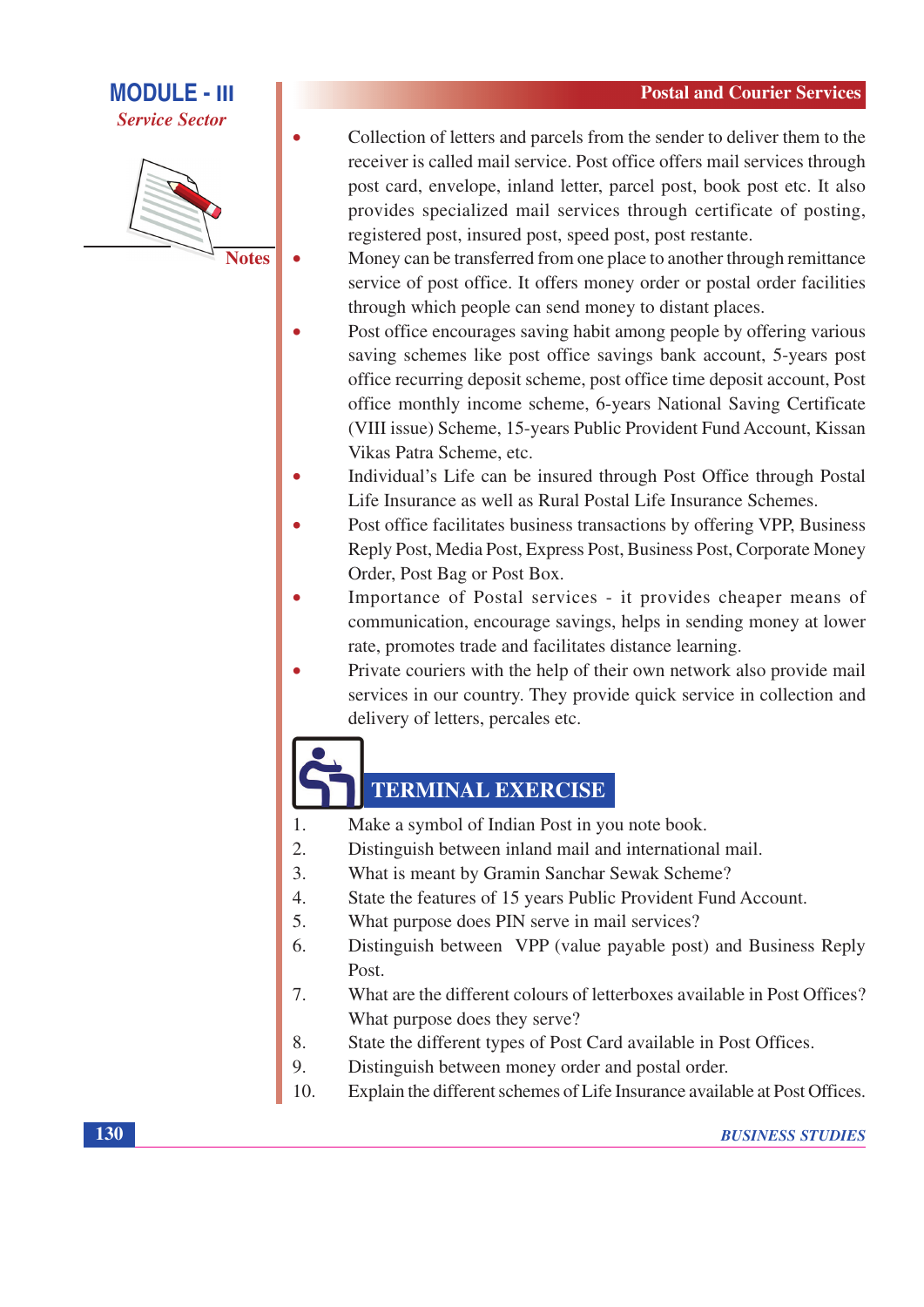- Collection of letters and parcels from the sender to deliver them to the receiver is called mail service. Post office offers mail services through post card, envelope, inland letter, parcel post, book post etc. It also provides specialized mail services through certificate of posting, registered post, insured post, speed post, post restante.
- Money can be transferred from one place to another through remittance service of post office. It offers money order or postal order facilities through which people can send money to distant places.
- Post office encourages saving habit among people by offering various saving schemes like post office savings bank account, 5-years post office recurring deposit scheme, post office time deposit account, Post office monthly income scheme, 6-years National Saving Certificate (VIII issue) Scheme, 15-years Public Provident Fund Account, Kissan Vikas Patra Scheme, etc.
- Individual's Life can be insured through Post Office through Postal Life Insurance as well as Rural Postal Life Insurance Schemes.
- Post office facilitates business transactions by offering VPP, Business Reply Post, Media Post, Express Post, Business Post, Corporate Money Order, Post Bag or Post Box.
- Importance of Postal services - it provides cheaper means of communication, encourage savings, helps in sending money at lower rate, promotes trade and facilitates distance learning.
- Private couriers with the help of their own network also provide mail services in our country. They provide quick service in collection and delivery of letters, percales etc.

## TERMINAL EXERCISE

1. Make a symbol of Indian Post in you note book.
2. Distinguish between inland mail and international mail.
3. What is meant by Gramin Sanchar Sewak Scheme?
4. State the features of 15 years Public Provident Fund Account.
5. What purpose does PIN serve in mail services?
6. Distinguish between VPP (value payable post) and Business Reply Post.
7. What are the different colours of letterboxes available in Post Offices? What purpose does they serve?
8. State the different types of Post Card available in Post Offices.
9. Distinguish between money order and postal order.
10. Explain the different schemes of Life Insurance available at Post Offices.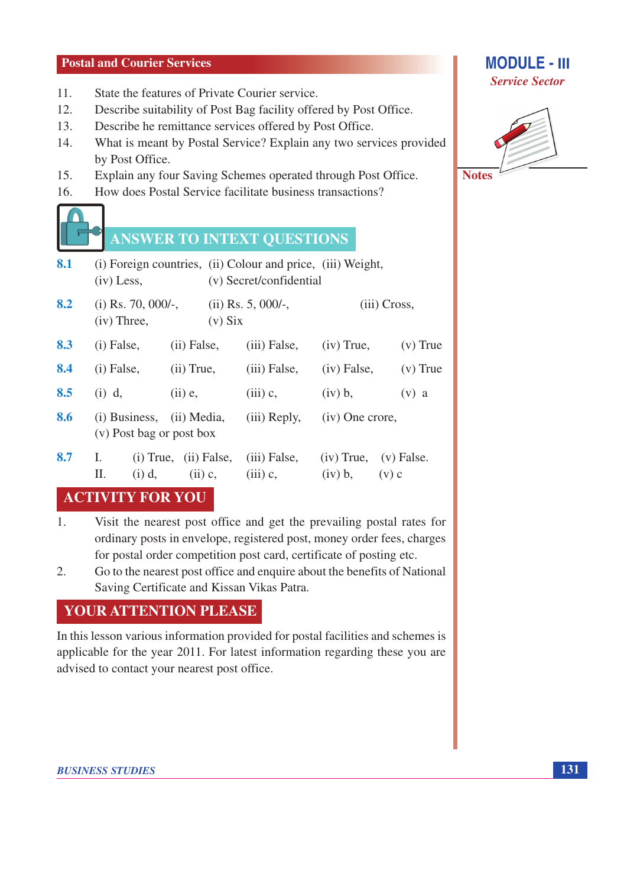11. State the features of Private Courier service.
12. Describe suitability of Post Bag facility offered by Post Office.
13. Describe he remittance services offered by Post Office.
14. What is meant by Postal Service? Explain any two services provided by Post Office.
15. Explain any four Saving Schemes operated through Post Office.
16. How does Postal Service facilitate business transactions?

## ANSWER TO INTEXT QUESTIONS

**8.1** (i) Foreign countries, (ii) Colour and price, (iii) Weight, (iv) Less, (v) Secret/confidential

**8.2** (i) Rs. 70, 000/-, (ii) Rs. 5, 000/-, (iii) Cross, (iv) Three, (v) Six

**8.3** (i) False, (ii) False, (iii) False, (iv) True, (v) True

**8.4** (i) False, (ii) True, (iii) False, (iv) False, (v) True

**8.5** (i) d, (ii) e, (iii) c, (iv) b, (v) a

**8.6** (i) Business, (ii) Media, (iii) Reply, (iv) One crore, (v) Post bag or post box

**8.7** I. (i) True, (ii) False, (iii) False, (iv) True, (v) False.
II. (i) d, (ii) c, (iii) c, (iv) b, (v) c

## ACTIVITY FOR YOU

1. Visit the nearest post office and get the prevailing postal rates for ordinary posts in envelope, registered post, money order fees, charges for postal order competition post card, certificate of posting etc.
2. Go to the nearest post office and enquire about the benefits of National Saving Certificate and Kissan Vikas Patra.

## YOUR ATTENTION PLEASE

In this lesson various information provided for postal facilities and schemes is applicable for the year 2011. For latest information regarding these you are advised to contact your nearest post office.